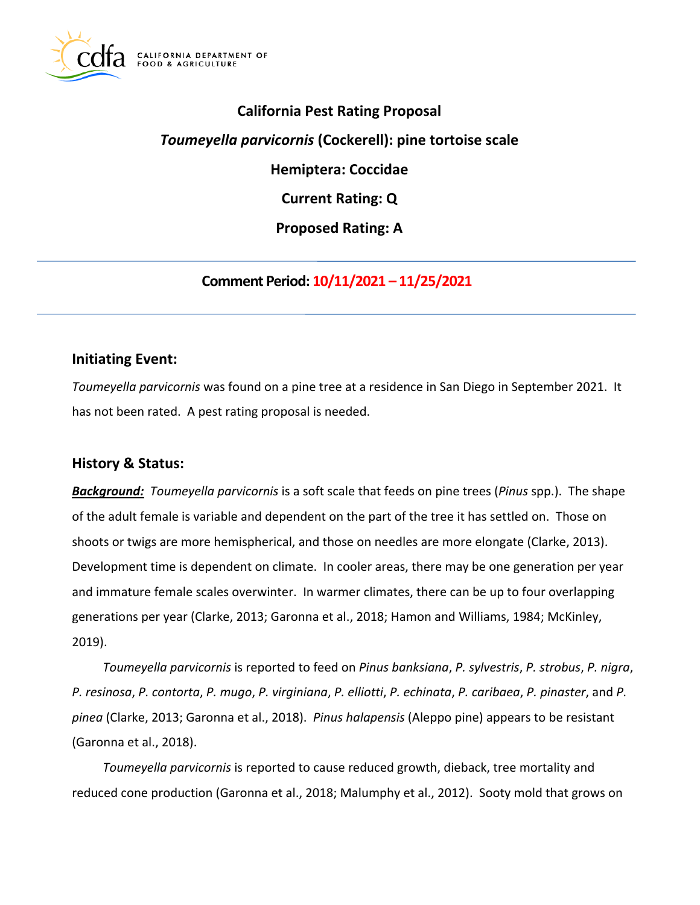CALIFORNIA DEPARTMENT OF FOOD & AGRICULTURE

# California Pest Rating Proposal

## *Toumeyella parvicornis* (Cockerell): pine tortoise scale

## Hemiptera: Coccidae

## Current Rating: Q

## Proposed Rating: A

---

**Comment Period: 10/11/2021 – 11/25/2021**

---

## Initiating Event:

*Toumeyella parvicornis* was found on a pine tree at a residence in San Diego in September 2021. It has not been rated. A pest rating proposal is needed.

## History & Status:

***Background:*** *Toumeyella parvicornis* is a soft scale that feeds on pine trees (*Pinus* spp.). The shape of the adult female is variable and dependent on the part of the tree it has settled on. Those on shoots or twigs are more hemispherical, and those on needles are more elongate (Clarke, 2013). Development time is dependent on climate. In cooler areas, there may be one generation per year and immature female scales overwinter. In warmer climates, there can be up to four overlapping generations per year (Clarke, 2013; Garonna et al., 2018; Hamon and Williams, 1984; McKinley, 2019).

*Toumeyella parvicornis* is reported to feed on *Pinus banksiana*, *P. sylvestris*, *P. strobus*, *P. nigra*, *P. resinosa*, *P. contorta*, *P. mugo*, *P. virginiana*, *P. elliotti*, *P. echinata*, *P. caribaea*, *P. pinaster*, and *P. pinea* (Clarke, 2013; Garonna et al., 2018). *Pinus halapensis* (Aleppo pine) appears to be resistant (Garonna et al., 2018).

*Toumeyella parvicornis* is reported to cause reduced growth, dieback, tree mortality and reduced cone production (Garonna et al., 2018; Malumphy et al., 2012). Sooty mold that grows on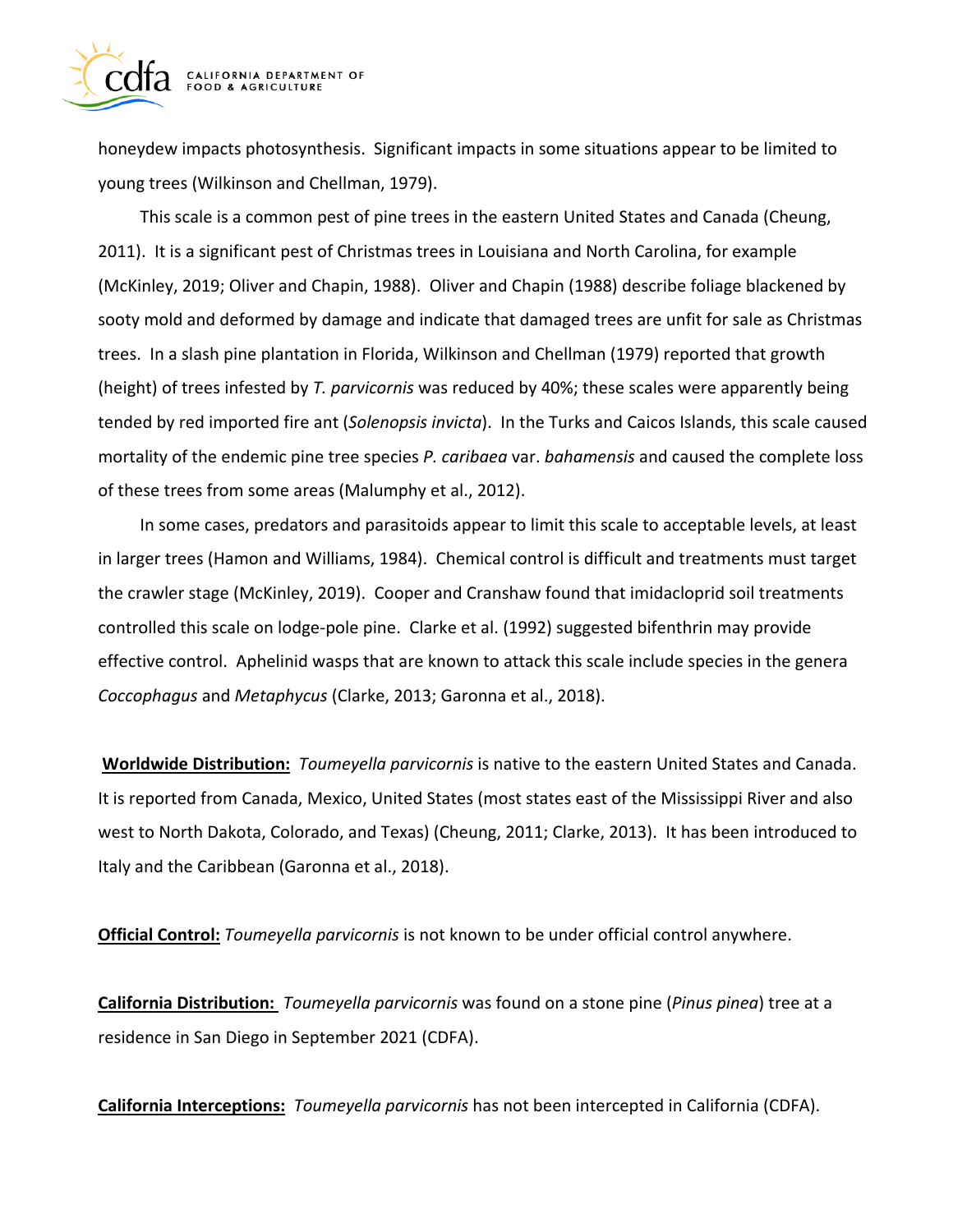honeydew impacts photosynthesis. Significant impacts in some situations appear to be limited to young trees (Wilkinson and Chellman, 1979).

This scale is a common pest of pine trees in the eastern United States and Canada (Cheung, 2011). It is a significant pest of Christmas trees in Louisiana and North Carolina, for example (McKinley, 2019; Oliver and Chapin, 1988). Oliver and Chapin (1988) describe foliage blackened by sooty mold and deformed by damage and indicate that damaged trees are unfit for sale as Christmas trees. In a slash pine plantation in Florida, Wilkinson and Chellman (1979) reported that growth (height) of trees infested by *T. parvicornis* was reduced by 40%; these scales were apparently being tended by red imported fire ant (*Solenopsis invicta*). In the Turks and Caicos Islands, this scale caused mortality of the endemic pine tree species *P. caribaea* var. *bahamensis* and caused the complete loss of these trees from some areas (Malumphy et al., 2012).

In some cases, predators and parasitoids appear to limit this scale to acceptable levels, at least in larger trees (Hamon and Williams, 1984). Chemical control is difficult and treatments must target the crawler stage (McKinley, 2019). Cooper and Cranshaw found that imidacloprid soil treatments controlled this scale on lodge-pole pine. Clarke et al. (1992) suggested bifenthrin may provide effective control. Aphelinid wasps that are known to attack this scale include species in the genera *Coccophagus* and *Metaphycus* (Clarke, 2013; Garonna et al., 2018).

**Worldwide Distribution:** *Toumeyella parvicornis* is native to the eastern United States and Canada. It is reported from Canada, Mexico, United States (most states east of the Mississippi River and also west to North Dakota, Colorado, and Texas) (Cheung, 2011; Clarke, 2013). It has been introduced to Italy and the Caribbean (Garonna et al., 2018).

**Official Control:** *Toumeyella parvicornis* is not known to be under official control anywhere.

**California Distribution:** *Toumeyella parvicornis* was found on a stone pine (*Pinus pinea*) tree at a residence in San Diego in September 2021 (CDFA).

**California Interceptions:** *Toumeyella parvicornis* has not been intercepted in California (CDFA).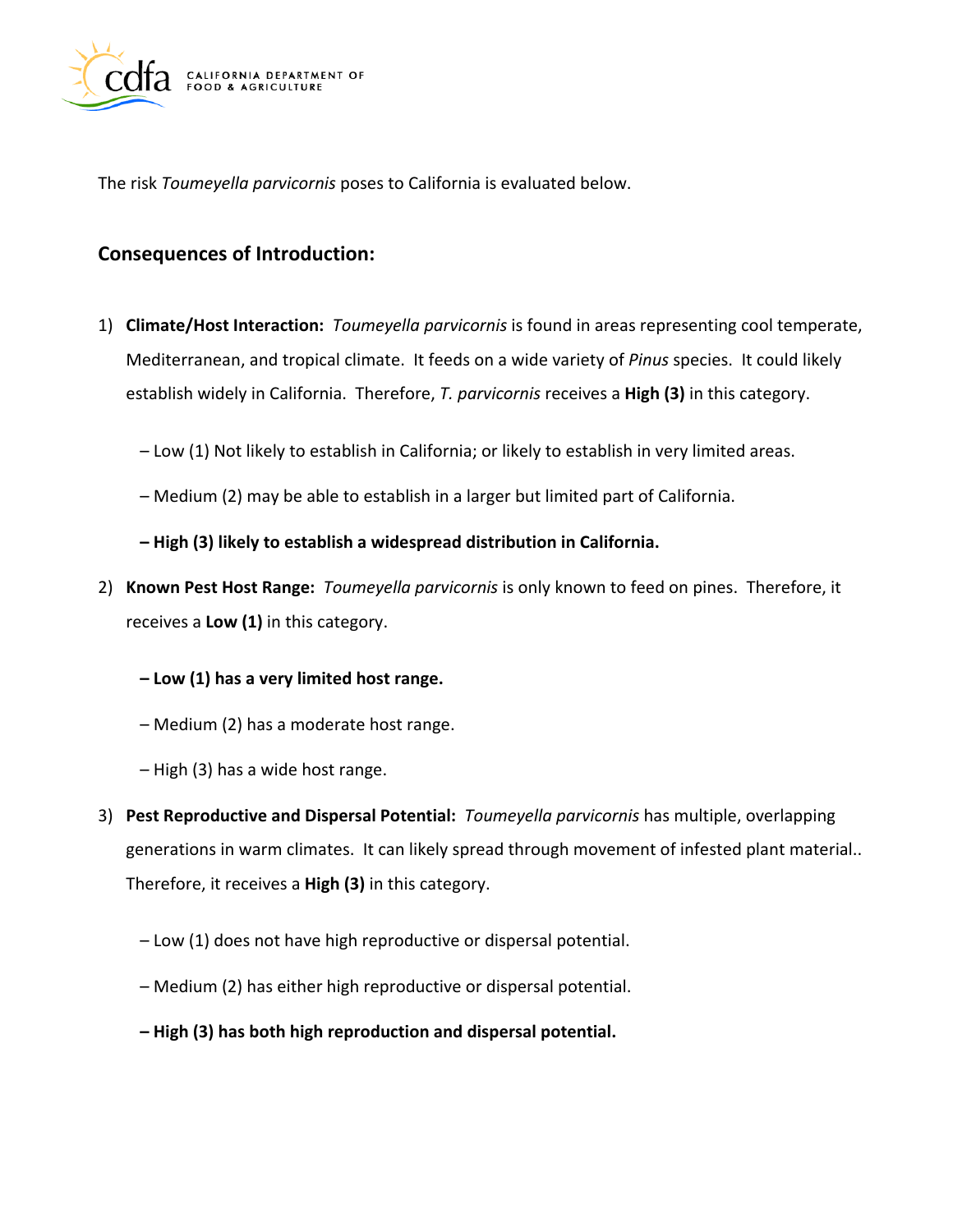The risk *Toumeyella parvicornis* poses to California is evaluated below.

## Consequences of Introduction:

1) **Climate/Host Interaction:** *Toumeyella parvicornis* is found in areas representing cool temperate, Mediterranean, and tropical climate. It feeds on a wide variety of *Pinus* species. It could likely establish widely in California. Therefore, *T. parvicornis* receives a **High (3)** in this category.

   – Low (1) Not likely to establish in California; or likely to establish in very limited areas.

   – Medium (2) may be able to establish in a larger but limited part of California.

   **– High (3) likely to establish a widespread distribution in California.**

2) **Known Pest Host Range:** *Toumeyella parvicornis* is only known to feed on pines. Therefore, it receives a **Low (1)** in this category.

   **– Low (1) has a very limited host range.**

   – Medium (2) has a moderate host range.

   – High (3) has a wide host range.

3) **Pest Reproductive and Dispersal Potential:** *Toumeyella parvicornis* has multiple, overlapping generations in warm climates. It can likely spread through movement of infested plant material.. Therefore, it receives a **High (3)** in this category.

   – Low (1) does not have high reproductive or dispersal potential.

   – Medium (2) has either high reproductive or dispersal potential.

   **– High (3) has both high reproduction and dispersal potential.**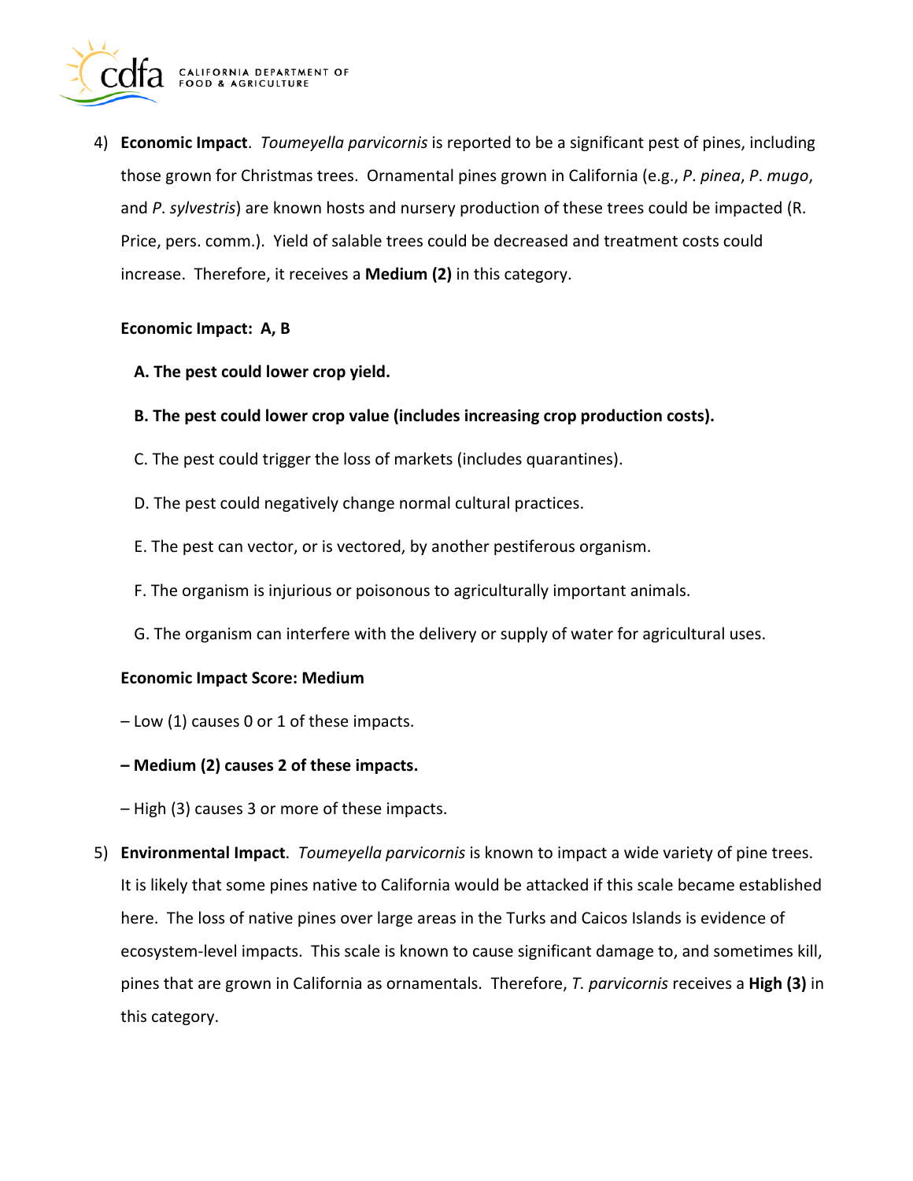4) **Economic Impact**. *Toumeyella parvicornis* is reported to be a significant pest of pines, including those grown for Christmas trees. Ornamental pines grown in California (e.g., *P. pinea*, *P. mugo*, and *P. sylvestris*) are known hosts and nursery production of these trees could be impacted (R. Price, pers. comm.). Yield of salable trees could be decreased and treatment costs could increase. Therefore, it receives a **Medium (2)** in this category.

   **Economic Impact: A, B**

   **A. The pest could lower crop yield.**

   **B. The pest could lower crop value (includes increasing crop production costs).**

   C. The pest could trigger the loss of markets (includes quarantines).

   D. The pest could negatively change normal cultural practices.

   E. The pest can vector, or is vectored, by another pestiferous organism.

   F. The organism is injurious or poisonous to agriculturally important animals.

   G. The organism can interfere with the delivery or supply of water for agricultural uses.

   **Economic Impact Score: Medium**

   – Low (1) causes 0 or 1 of these impacts.

   **– Medium (2) causes 2 of these impacts.**

   – High (3) causes 3 or more of these impacts.

5) **Environmental Impact**. *Toumeyella parvicornis* is known to impact a wide variety of pine trees. It is likely that some pines native to California would be attacked if this scale became established here. The loss of native pines over large areas in the Turks and Caicos Islands is evidence of ecosystem-level impacts. This scale is known to cause significant damage to, and sometimes kill, pines that are grown in California as ornamentals. Therefore, *T. parvicornis* receives a **High (3)** in this category.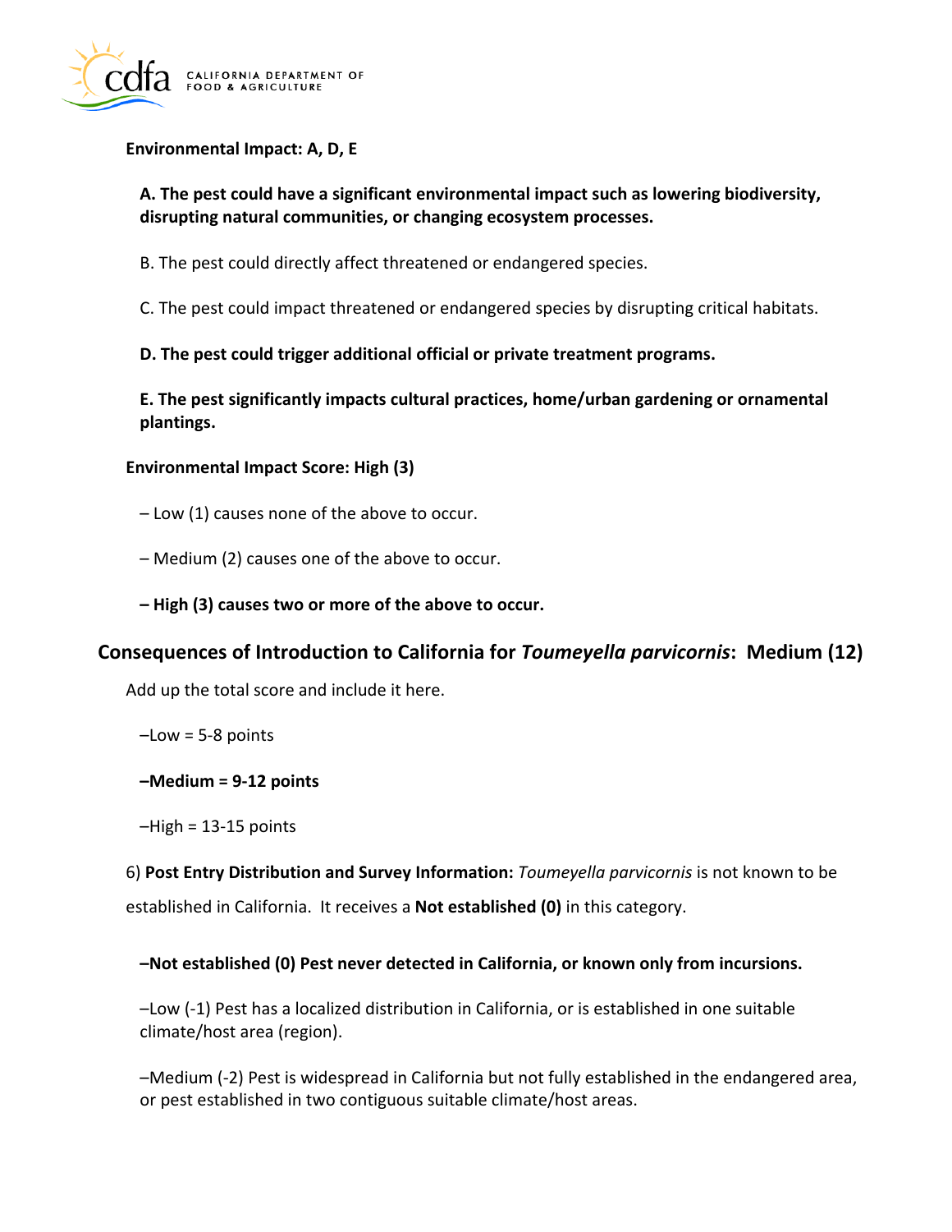**Environmental Impact: A, D, E**

**A. The pest could have a significant environmental impact such as lowering biodiversity, disrupting natural communities, or changing ecosystem processes.**

B. The pest could directly affect threatened or endangered species.

C. The pest could impact threatened or endangered species by disrupting critical habitats.

**D. The pest could trigger additional official or private treatment programs.**

**E. The pest significantly impacts cultural practices, home/urban gardening or ornamental plantings.**

**Environmental Impact Score: High (3)**

– Low (1) causes none of the above to occur.

– Medium (2) causes one of the above to occur.

**– High (3) causes two or more of the above to occur.**

## Consequences of Introduction to California for *Toumeyella parvicornis*: Medium (12)

Add up the total score and include it here.

–Low = 5-8 points

**–Medium = 9-12 points**

–High = 13-15 points

6) **Post Entry Distribution and Survey Information:** *Toumeyella parvicornis* is not known to be established in California. It receives a **Not established (0)** in this category.

**–Not established (0) Pest never detected in California, or known only from incursions.**

–Low (-1) Pest has a localized distribution in California, or is established in one suitable climate/host area (region).

–Medium (-2) Pest is widespread in California but not fully established in the endangered area, or pest established in two contiguous suitable climate/host areas.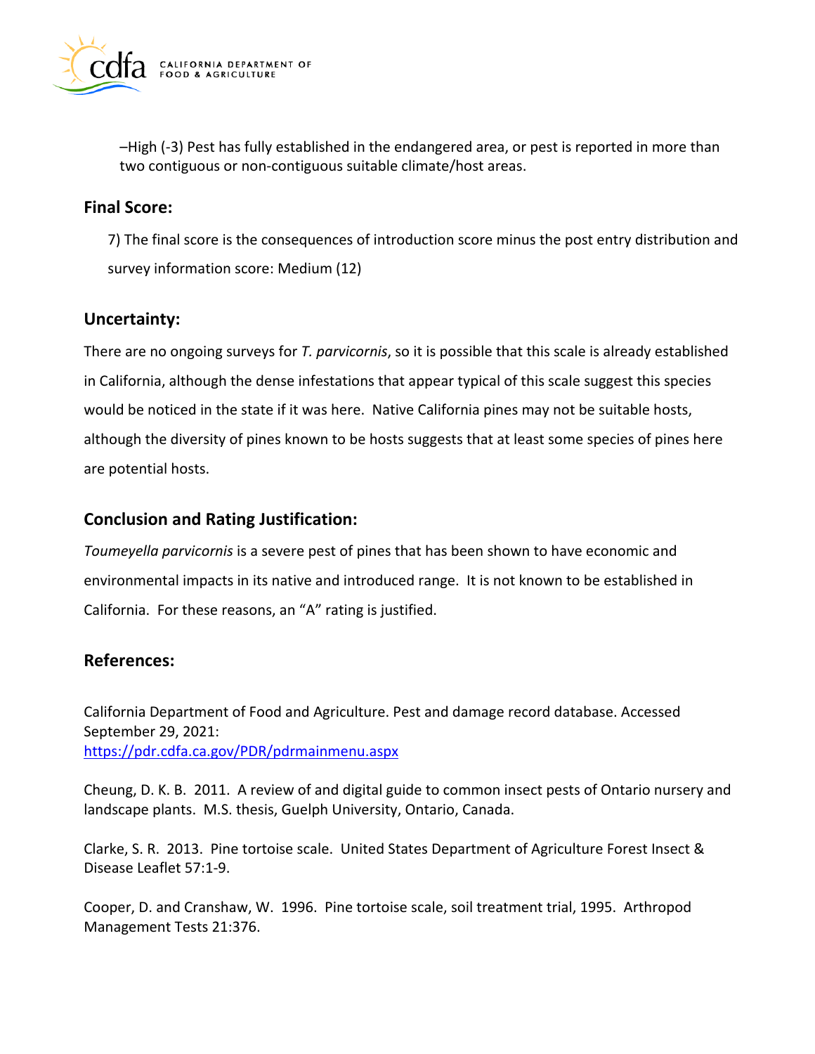–High (-3) Pest has fully established in the endangered area, or pest is reported in more than two contiguous or non-contiguous suitable climate/host areas.

## Final Score:

7) The final score is the consequences of introduction score minus the post entry distribution and survey information score: Medium (12)

## Uncertainty:

There are no ongoing surveys for *T. parvicornis*, so it is possible that this scale is already established in California, although the dense infestations that appear typical of this scale suggest this species would be noticed in the state if it was here. Native California pines may not be suitable hosts, although the diversity of pines known to be hosts suggests that at least some species of pines here are potential hosts.

## Conclusion and Rating Justification:

*Toumeyella parvicornis* is a severe pest of pines that has been shown to have economic and environmental impacts in its native and introduced range. It is not known to be established in California. For these reasons, an "A" rating is justified.

## References:

California Department of Food and Agriculture. Pest and damage record database. Accessed September 29, 2021: https://pdr.cdfa.ca.gov/PDR/pdrmainmenu.aspx

Cheung, D. K. B. 2011. A review of and digital guide to common insect pests of Ontario nursery and landscape plants. M.S. thesis, Guelph University, Ontario, Canada.

Clarke, S. R. 2013. Pine tortoise scale. United States Department of Agriculture Forest Insect & Disease Leaflet 57:1-9.

Cooper, D. and Cranshaw, W. 1996. Pine tortoise scale, soil treatment trial, 1995. Arthropod Management Tests 21:376.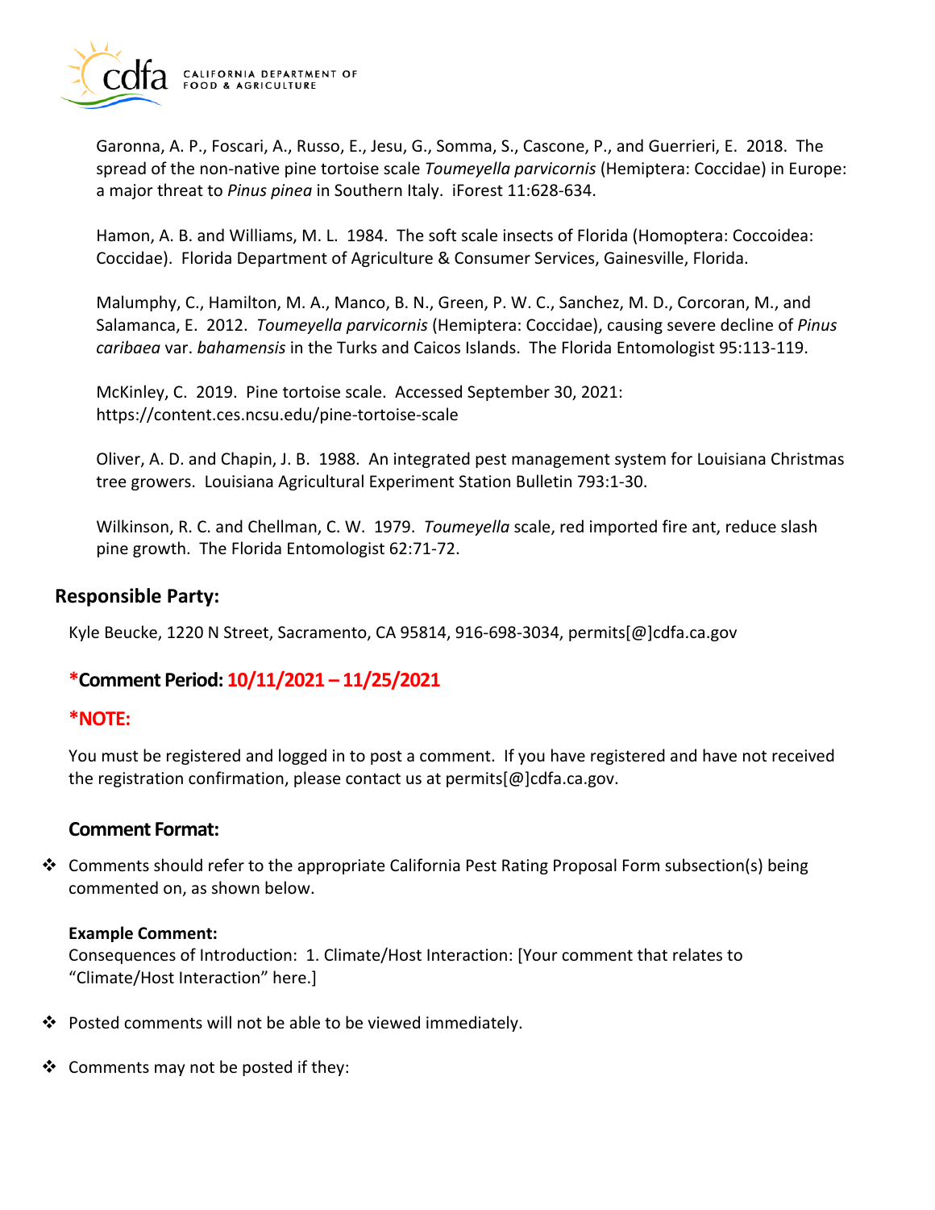Garonna, A. P., Foscari, A., Russo, E., Jesu, G., Somma, S., Cascone, P., and Guerrieri, E. 2018. The spread of the non-native pine tortoise scale *Toumeyella parvicornis* (Hemiptera: Coccidae) in Europe: a major threat to *Pinus pinea* in Southern Italy. iForest 11:628-634.

Hamon, A. B. and Williams, M. L. 1984. The soft scale insects of Florida (Homoptera: Coccoidea: Coccidae). Florida Department of Agriculture & Consumer Services, Gainesville, Florida.

Malumphy, C., Hamilton, M. A., Manco, B. N., Green, P. W. C., Sanchez, M. D., Corcoran, M., and Salamanca, E. 2012. *Toumeyella parvicornis* (Hemiptera: Coccidae), causing severe decline of *Pinus caribaea* var. *bahamensis* in the Turks and Caicos Islands. The Florida Entomologist 95:113-119.

McKinley, C. 2019. Pine tortoise scale. Accessed September 30, 2021: https://content.ces.ncsu.edu/pine-tortoise-scale

Oliver, A. D. and Chapin, J. B. 1988. An integrated pest management system for Louisiana Christmas tree growers. Louisiana Agricultural Experiment Station Bulletin 793:1-30.

Wilkinson, R. C. and Chellman, C. W. 1979. *Toumeyella* scale, red imported fire ant, reduce slash pine growth. The Florida Entomologist 62:71-72.

## Responsible Party:

Kyle Beucke, 1220 N Street, Sacramento, CA 95814, 916-698-3034, permits[@]cdfa.ca.gov

### *Comment Period: 10/11/2021 – 11/25/2021

### *NOTE:

You must be registered and logged in to post a comment. If you have registered and have not received the registration confirmation, please contact us at permits[@]cdfa.ca.gov.

### Comment Format:

- Comments should refer to the appropriate California Pest Rating Proposal Form subsection(s) being commented on, as shown below.

  **Example Comment:**
  Consequences of Introduction: 1. Climate/Host Interaction: [Your comment that relates to "Climate/Host Interaction" here.]

- Posted comments will not be able to be viewed immediately.

- Comments may not be posted if they: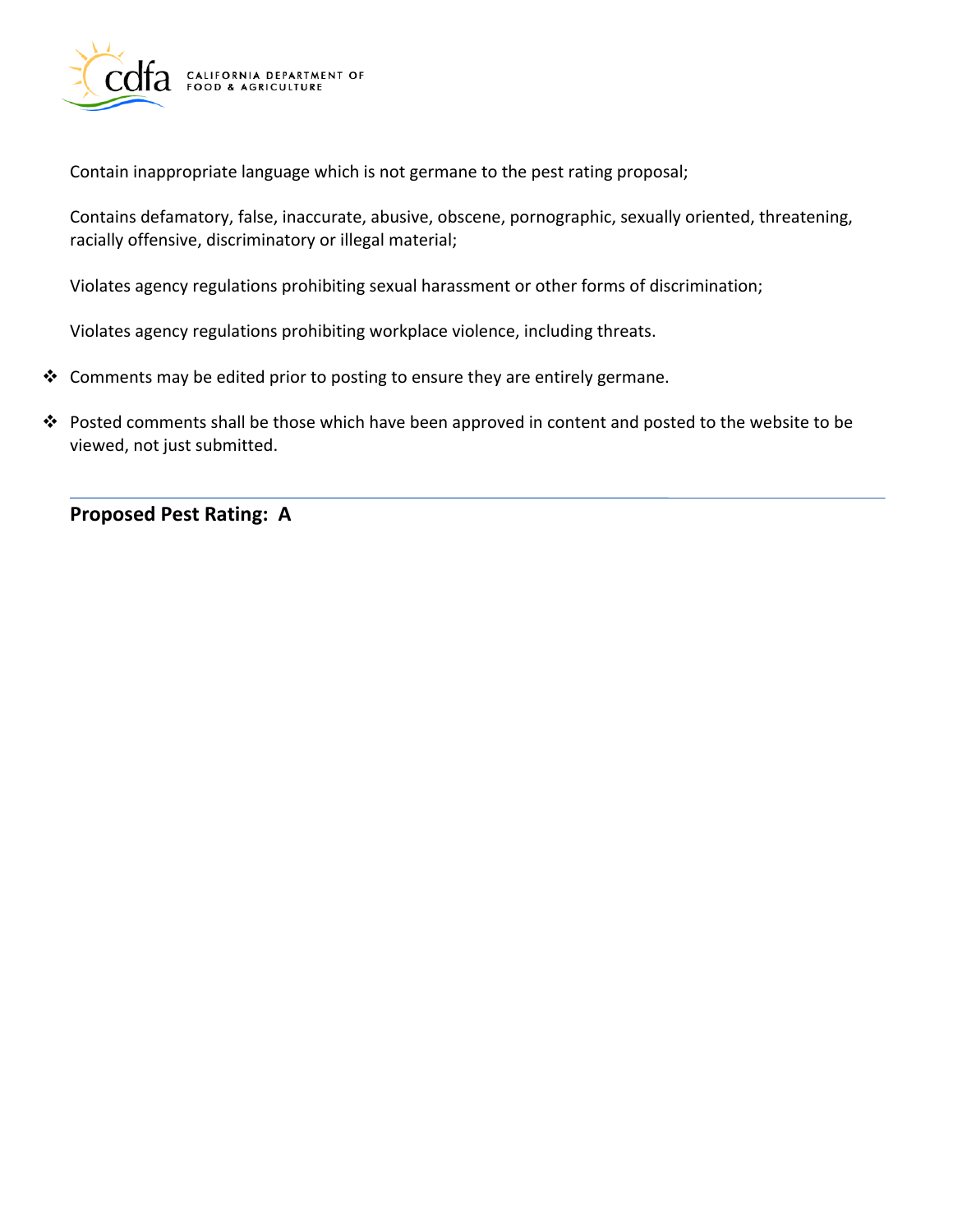Contain inappropriate language which is not germane to the pest rating proposal;

Contains defamatory, false, inaccurate, abusive, obscene, pornographic, sexually oriented, threatening, racially offensive, discriminatory or illegal material;

Violates agency regulations prohibiting sexual harassment or other forms of discrimination;

Violates agency regulations prohibiting workplace violence, including threats.

- Comments may be edited prior to posting to ensure they are entirely germane.
- Posted comments shall be those which have been approved in content and posted to the website to be viewed, not just submitted.

---

**Proposed Pest Rating: A**